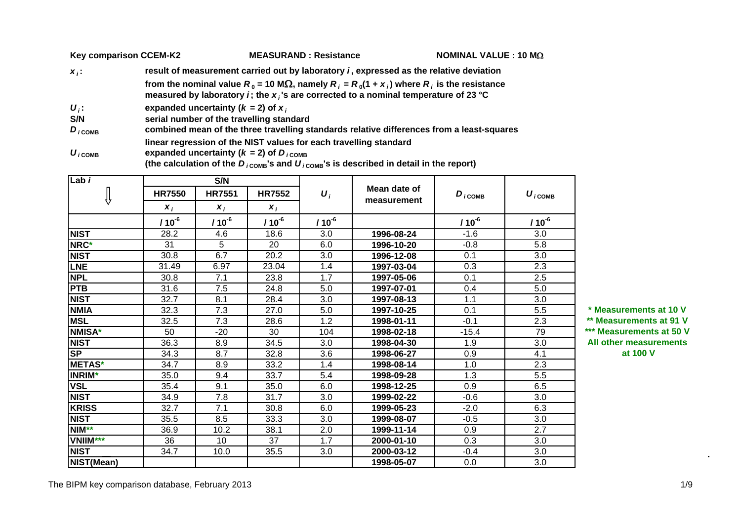**Key comparison CCEM-K2** **MEASURAND : Resistance** **NOMINAL VALUE : 10 MΩ**

| | |
|---|---|
| $x_i$ : | result of measurement carried out by laboratory $i$, expressed as the relative deviation from the nominal value $R_0$ = 10 MΩ, namely $R_i = R_0(1 + x_i)$ where $R_i$ is the resistance measured by laboratory $i$; the $x_i$'s are corrected to a nominal temperature of 23 °C |
| $U_i$ : | expanded uncertainty ($k$ = 2) of $x_i$ |
| S/N | serial number of the travelling standard |
| $D_{i\,\mathrm{COMB}}$ | combined mean of the three travelling standards relative differences from a least-squares linear regression of the NIST values for each travelling standard |
| $U_{i\,\mathrm{COMB}}$ | expanded uncertainty ($k$ = 2) of $D_{i\,\mathrm{COMB}}$ (the calculation of the $D_{i\,\mathrm{COMB}}$'s and $U_{i\,\mathrm{COMB}}$'s is described in detail in the report) |

| Lab $i$ | S/N | | | $U_i$ | Mean date of measurement | $D_{i\,\mathrm{COMB}}$ | $U_{i\,\mathrm{COMB}}$ |
|---|---|---|---|---|---|---|---|
| | HR7550 | HR7551 | HR7552 | | | | |
| | $x_i$ | $x_i$ | $x_i$ | | | | |
| | / $10^{-6}$ | / $10^{-6}$ | / $10^{-6}$ | / $10^{-6}$ | | / $10^{-6}$ | / $10^{-6}$ |
| NIST | 28.2 | 4.6 | 18.6 | 3.0 | 1996-08-24 | -1.6 | 3.0 |
| NRC* | 31 | 5 | 20 | 6.0 | 1996-10-20 | -0.8 | 5.8 |
| NIST | 30.8 | 6.7 | 20.2 | 3.0 | 1996-12-08 | 0.1 | 3.0 |
| LNE | 31.49 | 6.97 | 23.04 | 1.4 | 1997-03-04 | 0.3 | 2.3 |
| NPL | 30.8 | 7.1 | 23.8 | 1.7 | 1997-05-06 | 0.1 | 2.5 |
| PTB | 31.6 | 7.5 | 24.8 | 5.0 | 1997-07-01 | 0.4 | 5.0 |
| NIST | 32.7 | 8.1 | 28.4 | 3.0 | 1997-08-13 | 1.1 | 3.0 |
| NMIA | 32.3 | 7.3 | 27.0 | 5.0 | 1997-10-25 | 0.1 | 5.5 |
| MSL | 32.5 | 7.3 | 28.6 | 1.2 | 1998-01-11 | -0.1 | 2.3 |
| NMISA* | 50 | -20 | 30 | 104 | 1998-02-18 | -15.4 | 79 |
| NIST | 36.3 | 8.9 | 34.5 | 3.0 | 1998-04-30 | 1.9 | 3.0 |
| SP | 34.3 | 8.7 | 32.8 | 3.6 | 1998-06-27 | 0.9 | 4.1 |
| METAS* | 34.7 | 8.9 | 33.2 | 1.4 | 1998-08-14 | 1.0 | 2.3 |
| INRIM* | 35.0 | 9.4 | 33.7 | 5.4 | 1998-09-28 | 1.3 | 5.5 |
| VSL | 35.4 | 9.1 | 35.0 | 6.0 | 1998-12-25 | 0.9 | 6.5 |
| NIST | 34.9 | 7.8 | 31.7 | 3.0 | 1999-02-22 | -0.6 | 3.0 |
| KRISS | 32.7 | 7.1 | 30.8 | 6.0 | 1999-05-23 | -2.0 | 6.3 |
| NIST | 35.5 | 8.5 | 33.3 | 3.0 | 1999-08-07 | -0.5 | 3.0 |
| NIM** | 36.9 | 10.2 | 38.1 | 2.0 | 1999-11-14 | 0.9 | 2.7 |
| VNIIM*** | 36 | 10 | 37 | 1.7 | 2000-01-10 | 0.3 | 3.0 |
| NIST | 34.7 | 10.0 | 35.5 | 3.0 | 2000-03-12 | -0.4 | 3.0 |
| NIST(Mean) | | | | | 1998-05-07 | 0.0 | 3.0 |

\* Measurements at 10 V
\** Measurements at 91 V
\*** Measurements at 50 V
All other measurements at 100 V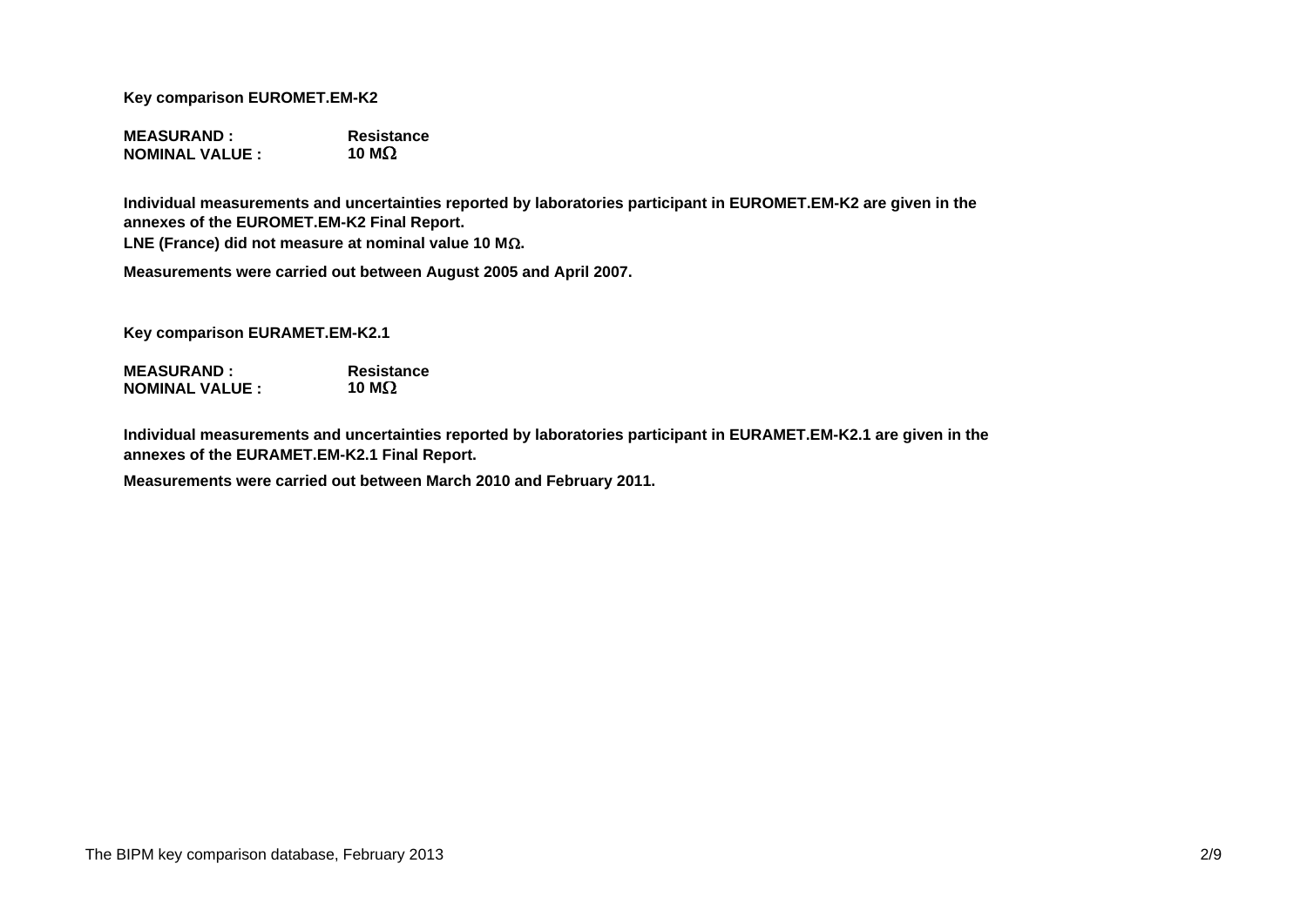**Key comparison EUROMET.EM-K2**

**MEASURAND :** **Resistance**
**NOMINAL VALUE :** **10 MΩ**

**Individual measurements and uncertainties reported by laboratories participant in EUROMET.EM-K2 are given in the annexes of the EUROMET.EM-K2 Final Report.**
**LNE (France) did not measure at nominal value 10 MΩ.**

**Measurements were carried out between August 2005 and April 2007.**

**Key comparison EURAMET.EM-K2.1**

**MEASURAND :** **Resistance**
**NOMINAL VALUE :** **10 MΩ**

**Individual measurements and uncertainties reported by laboratories participant in EURAMET.EM-K2.1 are given in the annexes of the EURAMET.EM-K2.1 Final Report.**

**Measurements were carried out between March 2010 and February 2011.**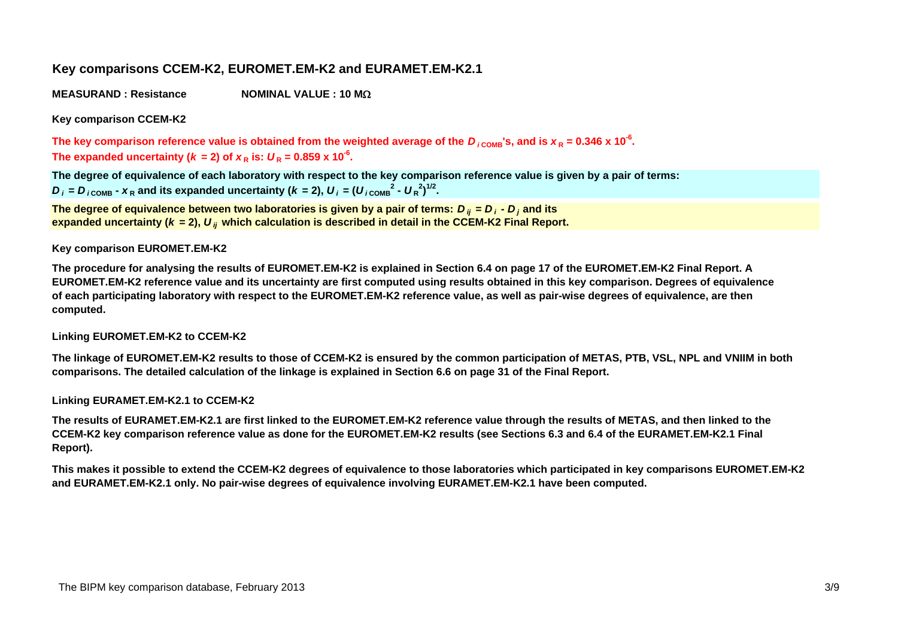## Key comparisons CCEM-K2, EUROMET.EM-K2 and EURAMET.EM-K2.1

**MEASURAND : Resistance** **NOMINAL VALUE : 10 MΩ**

### Key comparison CCEM-K2

**The key comparison reference value is obtained from the weighted average of the $D_{i\,\mathrm{COMB}}$'s, and is $x_R = 0.346 \times 10^{-6}$.**
**The expanded uncertainty ($k$ = 2) of $x_R$ is: $U_R = 0.859 \times 10^{-6}$.**

**The degree of equivalence of each laboratory with respect to the key comparison reference value is given by a pair of terms:**
**$D_i = D_{i\,\mathrm{COMB}} - x_R$ and its expanded uncertainty ($k$ = 2), $U_i = (U_{i\,\mathrm{COMB}}^2 - U_R^2)^{1/2}$.**

**The degree of equivalence between two laboratories is given by a pair of terms: $D_{ij} = D_i - D_j$ and its expanded uncertainty ($k$ = 2), $U_{ij}$ which calculation is described in detail in the CCEM-K2 Final Report.**

### Key comparison EUROMET.EM-K2

**The procedure for analysing the results of EUROMET.EM-K2 is explained in Section 6.4 on page 17 of the EUROMET.EM-K2 Final Report. A EUROMET.EM-K2 reference value and its uncertainty are first computed using results obtained in this key comparison. Degrees of equivalence of each participating laboratory with respect to the EUROMET.EM-K2 reference value, as well as pair-wise degrees of equivalence, are then computed.**

### Linking EUROMET.EM-K2 to CCEM-K2

**The linkage of EUROMET.EM-K2 results to those of CCEM-K2 is ensured by the common participation of METAS, PTB, VSL, NPL and VNIIM in both comparisons. The detailed calculation of the linkage is explained in Section 6.6 on page 31 of the Final Report.**

### Linking EURAMET.EM-K2.1 to CCEM-K2

**The results of EURAMET.EM-K2.1 are first linked to the EUROMET.EM-K2 reference value through the results of METAS, and then linked to the CCEM-K2 key comparison reference value as done for the EUROMET.EM-K2 results (see Sections 6.3 and 6.4 of the EURAMET.EM-K2.1 Final Report).**

**This makes it possible to extend the CCEM-K2 degrees of equivalence to those laboratories which participated in key comparisons EUROMET.EM-K2 and EURAMET.EM-K2.1 only. No pair-wise degrees of equivalence involving EURAMET.EM-K2.1 have been computed.**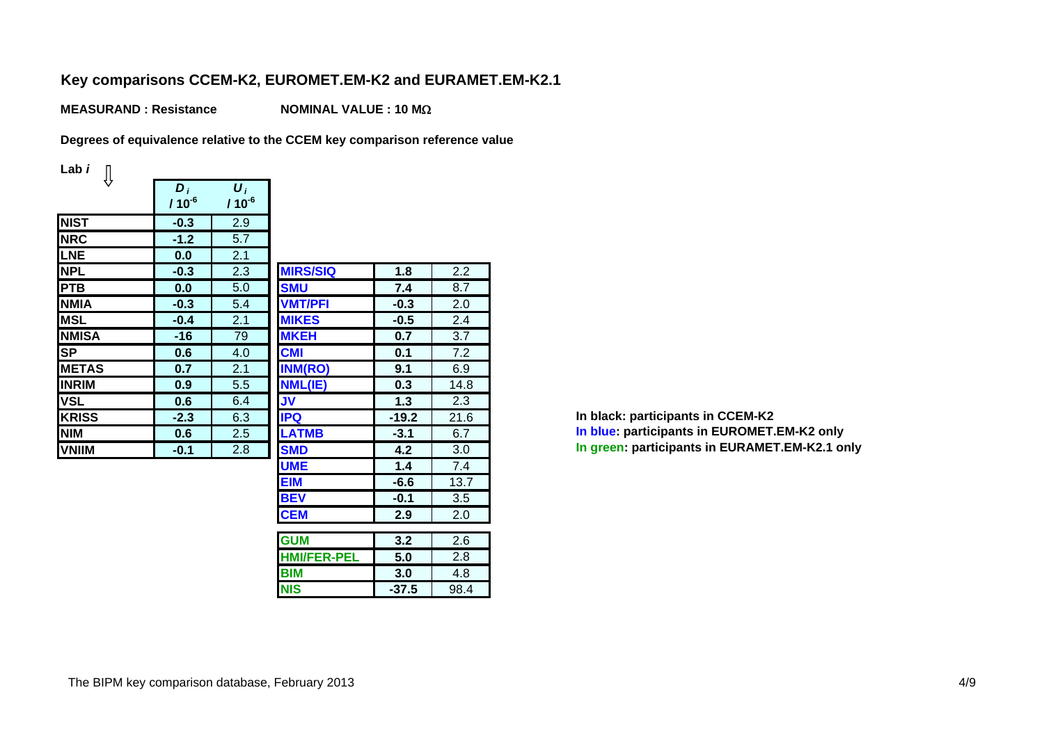## Key comparisons CCEM-K2, EUROMET.EM-K2 and EURAMET.EM-K2.1

**MEASURAND : Resistance** **NOMINAL VALUE : 10 MΩ**

**Degrees of equivalence relative to the CCEM key comparison reference value**

| Lab $i$ | $D_i$ / $10^{-6}$ | $U_i$ / $10^{-6}$ |
|---|---|---|
| NIST | -0.3 | 2.9 |
| NRC | -1.2 | 5.7 |
| LNE | 0.0 | 2.1 |
| NPL | -0.3 | 2.3 |
| PTB | 0.0 | 5.0 |
| NMIA | -0.3 | 5.4 |
| MSL | -0.4 | 2.1 |
| NMISA | -16 | 79 |
| SP | 0.6 | 4.0 |
| METAS | 0.7 | 2.1 |
| INRIM | 0.9 | 5.5 |
| VSL | 0.6 | 6.4 |
| KRISS | -2.3 | 6.3 |
| NIM | 0.6 | 2.5 |
| VNIIM | -0.1 | 2.8 |

| Lab $i$ | $D_i$ / $10^{-6}$ | $U_i$ / $10^{-6}$ |
|---|---|---|
| MIRS/SIQ | 1.8 | 2.2 |
| SMU | 7.4 | 8.7 |
| VMT/PFI | -0.3 | 2.0 |
| MIKES | -0.5 | 2.4 |
| MKEH | 0.7 | 3.7 |
| CMI | 0.1 | 7.2 |
| INM(RO) | 9.1 | 6.9 |
| NML(IE) | 0.3 | 14.8 |
| JV | 1.3 | 2.3 |
| IPQ | -19.2 | 21.6 |
| LATMB | -3.1 | 6.7 |
| SMD | 4.2 | 3.0 |
| UME | 1.4 | 7.4 |
| EIM | -6.6 | 13.7 |
| BEV | -0.1 | 3.5 |
| CEM | 2.9 | 2.0 |

| Lab $i$ | $D_i$ / $10^{-6}$ | $U_i$ / $10^{-6}$ |
|---|---|---|
| GUM | 3.2 | 2.6 |
| HMI/FER-PEL | 5.0 | 2.8 |
| BIM | 3.0 | 4.8 |
| NIS | -37.5 | 98.4 |

**In black: participants in CCEM-K2**
**In blue: participants in EUROMET.EM-K2 only**
**In green: participants in EURAMET.EM-K2.1 only**

The BIPM key comparison database, February 2013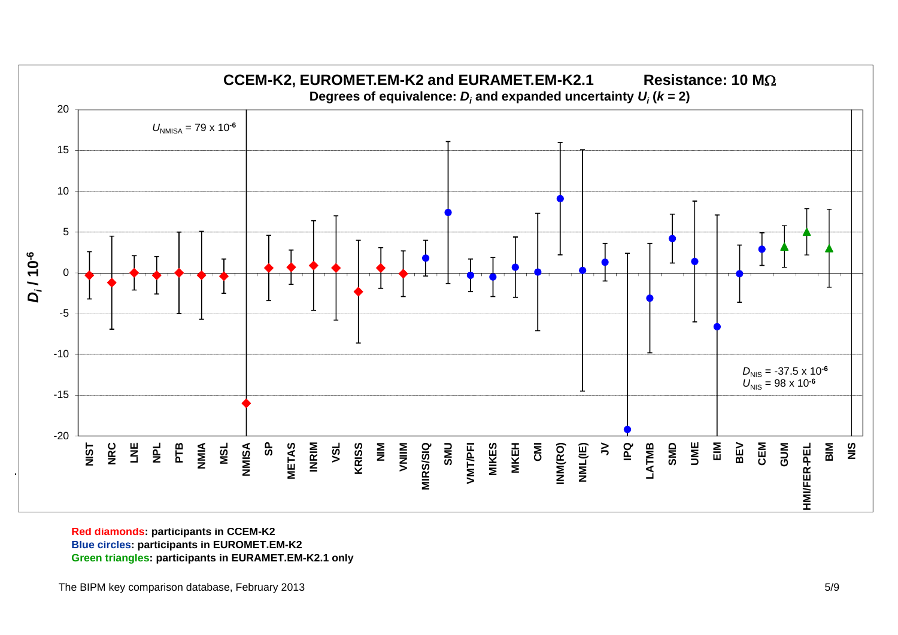**CCEM-K2, EUROMET.EM-K2 and EURAMET.EM-K2.1 Resistance: 10 MΩ**

**Degrees of equivalence: $D_i$ and expanded uncertainty $U_i$ ($k$ = 2)**

$U_{NMISA} = 79 \times 10^{-6}$

$D_{NIS} = -37.5 \times 10^{-6}$
$U_{NIS} = 98 \times 10^{-6}$

$D_i / 10^{-6}$

NIST, NRC, LNE, NPL, PTB, NMIA, MSL, NMISA, SP, METAS, INRIM, VSL, KRISS, NIM, VNIIM, MIRS/SIQ, SMU, VMT/PFI, MIKES, MKEH, CMI, INM(RO), NML(IE), JV, IPQ, LATMB, SMD, UME, EIM, BEV, CEM, GUM, HMI/FER-PEL, BIM, NIS

**Red diamonds: participants in CCEM-K2**
**Blue circles: participants in EUROMET.EM-K2**
**Green triangles: participants in EURAMET.EM-K2.1 only**

The BIPM key comparison database, February 2013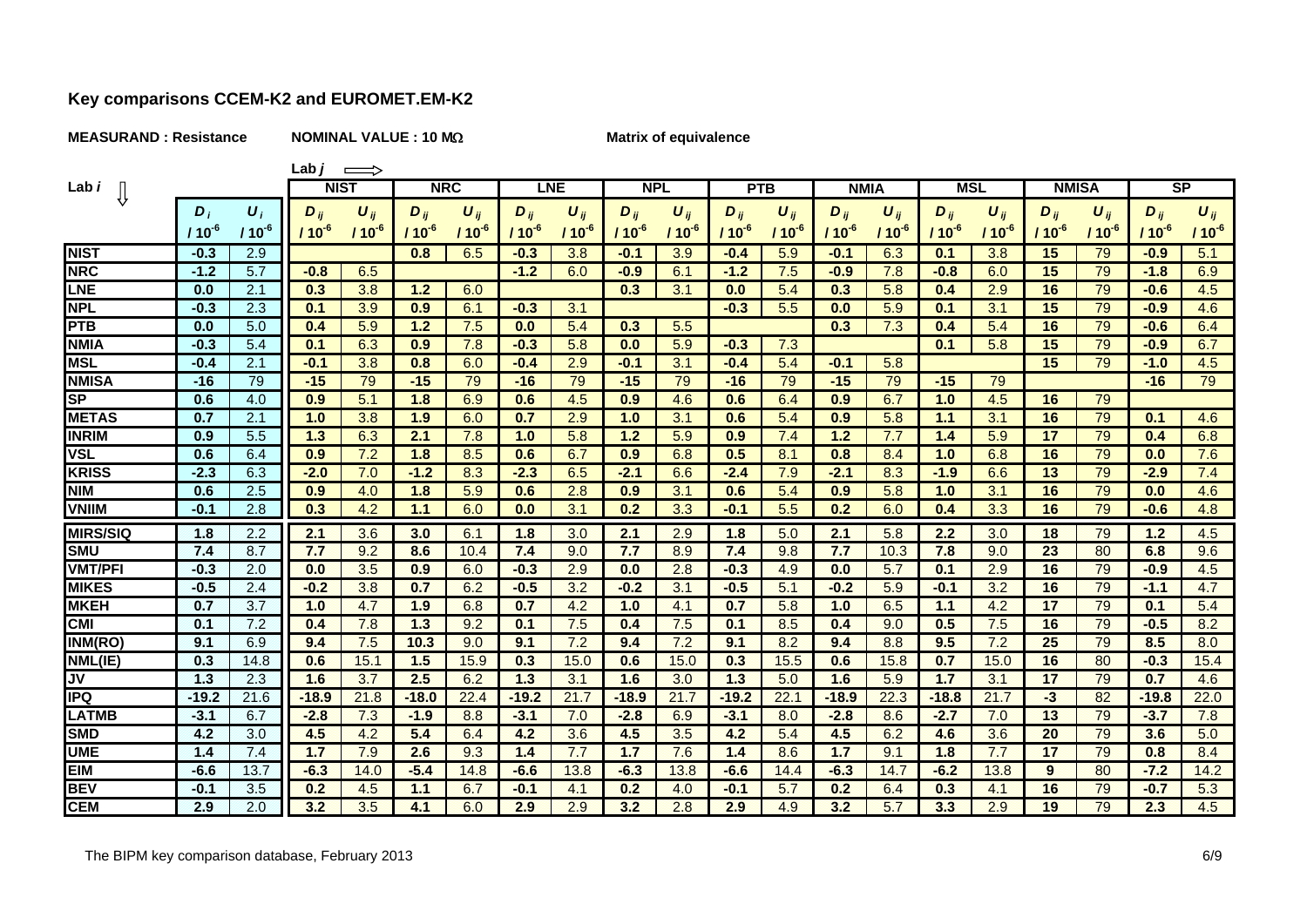## Key comparisons CCEM-K2 and EUROMET.EM-K2

**MEASURAND : Resistance** **NOMINAL VALUE : 10 MΩ** **Matrix of equivalence**

| Lab *i* ⇩ | | | Lab *j* ⟹ NIST | | NRC | | LNE | | NPL | | PTB | | NMIA | | MSL | | NMISA | | SP | |
|---|---|---|---|---|---|---|---|---|---|---|---|---|---|---|---|---|---|---|---|---|
| | $D_i$ / $10^{-6}$ | $U_i$ / $10^{-6}$ | $D_{ij}$ / $10^{-6}$ | $U_{ij}$ / $10^{-6}$ | $D_{ij}$ / $10^{-6}$ | $U_{ij}$ / $10^{-6}$ | $D_{ij}$ / $10^{-6}$ | $U_{ij}$ / $10^{-6}$ | $D_{ij}$ / $10^{-6}$ | $U_{ij}$ / $10^{-6}$ | $D_{ij}$ / $10^{-6}$ | $U_{ij}$ / $10^{-6}$ | $D_{ij}$ / $10^{-6}$ | $U_{ij}$ / $10^{-6}$ | $D_{ij}$ / $10^{-6}$ | $U_{ij}$ / $10^{-6}$ | $D_{ij}$ / $10^{-6}$ | $U_{ij}$ / $10^{-6}$ | $D_{ij}$ / $10^{-6}$ | $U_{ij}$ / $10^{-6}$ |
| **NIST** | -0.3 | 2.9 | | | 0.8 | 6.5 | -0.3 | 3.8 | -0.1 | 3.9 | -0.4 | 5.9 | -0.1 | 6.3 | 0.1 | 3.8 | 15 | 79 | -0.9 | 5.1 |
| **NRC** | -1.2 | 5.7 | -0.8 | 6.5 | | | -1.2 | 6.0 | -0.9 | 6.1 | -1.2 | 7.5 | -0.9 | 7.8 | -0.8 | 6.0 | 15 | 79 | -1.8 | 6.9 |
| **LNE** | 0.0 | 2.1 | 0.3 | 3.8 | 1.2 | 6.0 | | | 0.3 | 3.1 | 0.0 | 5.4 | 0.3 | 5.8 | 0.4 | 2.9 | 16 | 79 | -0.6 | 4.5 |
| **NPL** | -0.3 | 2.3 | 0.1 | 3.9 | 0.9 | 6.1 | -0.3 | 3.1 | | | -0.3 | 5.5 | 0.0 | 5.9 | 0.1 | 3.1 | 15 | 79 | -0.9 | 4.6 |
| **PTB** | 0.0 | 5.0 | 0.4 | 5.9 | 1.2 | 7.5 | 0.0 | 5.4 | 0.3 | 5.5 | | | 0.3 | 7.3 | 0.4 | 5.4 | 16 | 79 | -0.6 | 6.4 |
| **NMIA** | -0.3 | 5.4 | 0.1 | 6.3 | 0.9 | 7.8 | -0.3 | 5.8 | 0.0 | 5.9 | -0.3 | 7.3 | | | 0.1 | 5.8 | 15 | 79 | -0.9 | 6.7 |
| **MSL** | -0.4 | 2.1 | -0.1 | 3.8 | 0.8 | 6.0 | -0.4 | 2.9 | -0.1 | 3.1 | -0.4 | 5.4 | -0.1 | 5.8 | | | 15 | 79 | -1.0 | 4.5 |
| **NMISA** | -16 | 79 | -15 | 79 | -15 | 79 | -16 | 79 | -15 | 79 | -16 | 79 | -15 | 79 | -15 | 79 | | | -16 | 79 |
| **SP** | 0.6 | 4.0 | 0.9 | 5.1 | 1.8 | 6.9 | 0.6 | 4.5 | 0.9 | 4.6 | 0.6 | 6.4 | 0.9 | 6.7 | 1.0 | 4.5 | 16 | 79 | | |
| **METAS** | 0.7 | 2.1 | 1.0 | 3.8 | 1.9 | 6.0 | 0.7 | 2.9 | 1.0 | 3.1 | 0.6 | 5.4 | 0.9 | 5.8 | 1.1 | 3.1 | 16 | 79 | 0.1 | 4.6 |
| **INRIM** | 0.9 | 5.5 | 1.3 | 6.3 | 2.1 | 7.8 | 1.0 | 5.8 | 1.2 | 5.9 | 0.9 | 7.4 | 1.2 | 7.7 | 1.4 | 5.9 | 17 | 79 | 0.4 | 6.8 |
| **VSL** | 0.6 | 6.4 | 0.9 | 7.2 | 1.8 | 8.5 | 0.6 | 6.7 | 0.9 | 6.8 | 0.5 | 8.1 | 0.8 | 8.4 | 1.0 | 6.8 | 16 | 79 | 0.0 | 7.6 |
| **KRISS** | -2.3 | 6.3 | -2.0 | 7.0 | -1.2 | 8.3 | -2.3 | 6.5 | -2.1 | 6.6 | -2.4 | 7.9 | -2.1 | 8.3 | -1.9 | 6.6 | 13 | 79 | -2.9 | 7.4 |
| **NIM** | 0.6 | 2.5 | 0.9 | 4.0 | 1.8 | 5.9 | 0.6 | 2.8 | 0.9 | 3.1 | 0.6 | 5.4 | 0.9 | 5.8 | 1.0 | 3.1 | 16 | 79 | 0.0 | 4.6 |
| **VNIIM** | -0.1 | 2.8 | 0.3 | 4.2 | 1.1 | 6.0 | 0.0 | 3.1 | 0.2 | 3.3 | -0.1 | 5.5 | 0.2 | 6.0 | 0.4 | 3.3 | 16 | 79 | -0.6 | 4.8 |
| **MIRS/SIQ** | 1.8 | 2.2 | 2.1 | 3.6 | 3.0 | 6.1 | 1.8 | 3.0 | 2.1 | 2.9 | 1.8 | 5.0 | 2.1 | 5.8 | 2.2 | 3.0 | 18 | 79 | 1.2 | 4.5 |
| **SMU** | 7.4 | 8.7 | 7.7 | 9.2 | 8.6 | 10.4 | 7.4 | 9.0 | 7.7 | 8.9 | 7.4 | 9.8 | 7.7 | 10.3 | 7.8 | 9.0 | 23 | 80 | 6.8 | 9.6 |
| **VMT/PFI** | -0.3 | 2.0 | 0.0 | 3.5 | 0.9 | 6.0 | -0.3 | 2.9 | 0.0 | 2.8 | -0.3 | 4.9 | 0.0 | 5.7 | 0.1 | 2.9 | 16 | 79 | -0.9 | 4.5 |
| **MIKES** | -0.5 | 2.4 | -0.2 | 3.8 | 0.7 | 6.2 | -0.5 | 3.2 | -0.2 | 3.1 | -0.5 | 5.1 | -0.2 | 5.9 | -0.1 | 3.2 | 16 | 79 | -1.1 | 4.7 |
| **MKEH** | 0.7 | 3.7 | 1.0 | 4.7 | 1.9 | 6.8 | 0.7 | 4.2 | 1.0 | 4.1 | 0.7 | 5.8 | 1.0 | 6.5 | 1.1 | 4.2 | 17 | 79 | 0.1 | 5.4 |
| **CMI** | 0.1 | 7.2 | 0.4 | 7.8 | 1.3 | 9.2 | 0.1 | 7.5 | 0.4 | 7.5 | 0.1 | 8.5 | 0.4 | 9.0 | 0.5 | 7.5 | 16 | 79 | -0.5 | 8.2 |
| **INM(RO)** | 9.1 | 6.9 | 9.4 | 7.5 | 10.3 | 9.0 | 9.1 | 7.2 | 9.4 | 7.2 | 9.1 | 8.2 | 9.4 | 8.8 | 9.5 | 7.2 | 25 | 79 | 8.5 | 8.0 |
| **NML(IE)** | 0.3 | 14.8 | 0.6 | 15.1 | 1.5 | 15.9 | 0.3 | 15.0 | 0.6 | 15.0 | 0.3 | 15.5 | 0.6 | 15.8 | 0.7 | 15.0 | 16 | 80 | -0.3 | 15.4 |
| **JV** | 1.3 | 2.3 | 1.6 | 3.7 | 2.5 | 6.2 | 1.3 | 3.1 | 1.6 | 3.0 | 1.3 | 5.0 | 1.6 | 5.9 | 1.7 | 3.1 | 17 | 79 | 0.7 | 4.6 |
| **IPQ** | -19.2 | 21.6 | -18.9 | 21.8 | -18.0 | 22.4 | -19.2 | 21.7 | -18.9 | 21.7 | -19.2 | 22.1 | -18.9 | 22.3 | -18.8 | 21.7 | -3 | 82 | -19.8 | 22.0 |
| **LATMB** | -3.1 | 6.7 | -2.8 | 7.3 | -1.9 | 8.8 | -3.1 | 7.0 | -2.8 | 6.9 | -3.1 | 8.0 | -2.8 | 8.6 | -2.7 | 7.0 | 13 | 79 | -3.7 | 7.8 |
| **SMD** | 4.2 | 3.0 | 4.5 | 4.2 | 5.4 | 6.4 | 4.2 | 3.6 | 4.5 | 3.5 | 4.2 | 5.4 | 4.5 | 6.2 | 4.6 | 3.6 | 20 | 79 | 3.6 | 5.0 |
| **UME** | 1.4 | 7.4 | 1.7 | 7.9 | 2.6 | 9.3 | 1.4 | 7.7 | 1.7 | 7.6 | 1.4 | 8.6 | 1.7 | 9.1 | 1.8 | 7.7 | 17 | 79 | 0.8 | 8.4 |
| **EIM** | -6.6 | 13.7 | -6.3 | 14.0 | -5.4 | 14.8 | -6.6 | 13.8 | -6.3 | 13.8 | -6.6 | 14.4 | -6.3 | 14.7 | -6.2 | 13.8 | 9 | 80 | -7.2 | 14.2 |
| **BEV** | -0.1 | 3.5 | 0.2 | 4.5 | 1.1 | 6.7 | -0.1 | 4.1 | 0.2 | 4.0 | -0.1 | 5.7 | 0.2 | 6.4 | 0.3 | 4.1 | 16 | 79 | -0.7 | 5.3 |
| **CEM** | 2.9 | 2.0 | 3.2 | 3.5 | 4.1 | 6.0 | 2.9 | 2.9 | 3.2 | 2.8 | 2.9 | 4.9 | 3.2 | 5.7 | 3.3 | 2.9 | 19 | 79 | 2.3 | 4.5 |

The BIPM key comparison database, February 2013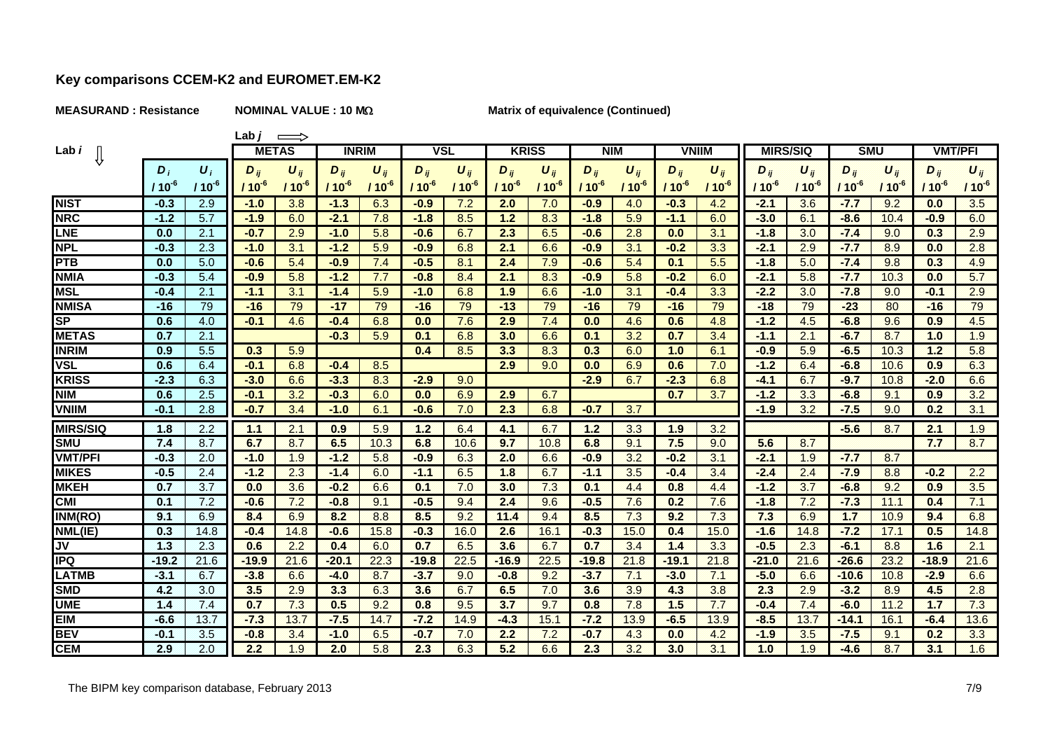## Key comparisons CCEM-K2 and EUROMET.EM-K2

**MEASURAND : Resistance** **NOMINAL VALUE : 10 MΩ** **Matrix of equivalence (Continued)**

| Lab *i* ⇓ | | | Lab *j* ⟹ METAS | | INRIM | | VSL | | KRISS | | NIM | | VNIIM | | MIRS/SIQ | | SMU | | VMT/PFI | |
|---|---|---|---|---|---|---|---|---|---|---|---|---|---|---|---|---|---|---|---|---|
| | $D_i$ / $10^{-6}$ | $U_i$ / $10^{-6}$ | $D_{ij}$ / $10^{-6}$ | $U_{ij}$ / $10^{-6}$ | $D_{ij}$ / $10^{-6}$ | $U_{ij}$ / $10^{-6}$ | $D_{ij}$ / $10^{-6}$ | $U_{ij}$ / $10^{-6}$ | $D_{ij}$ / $10^{-6}$ | $U_{ij}$ / $10^{-6}$ | $D_{ij}$ / $10^{-6}$ | $U_{ij}$ / $10^{-6}$ | $D_{ij}$ / $10^{-6}$ | $U_{ij}$ / $10^{-6}$ | $D_{ij}$ / $10^{-6}$ | $U_{ij}$ / $10^{-6}$ | $D_{ij}$ / $10^{-6}$ | $U_{ij}$ / $10^{-6}$ | $D_{ij}$ / $10^{-6}$ | $U_{ij}$ / $10^{-6}$ |
| NIST | -0.3 | 2.9 | -1.0 | 3.8 | -1.3 | 6.3 | -0.9 | 7.2 | 2.0 | 7.0 | -0.9 | 4.0 | -0.3 | 4.2 | -2.1 | 3.6 | -7.7 | 9.2 | 0.0 | 3.5 |
| NRC | -1.2 | 5.7 | -1.9 | 6.0 | -2.1 | 7.8 | -1.8 | 8.5 | 1.2 | 8.3 | -1.8 | 5.9 | -1.1 | 6.0 | -3.0 | 6.1 | -8.6 | 10.4 | -0.9 | 6.0 |
| LNE | 0.0 | 2.1 | -0.7 | 2.9 | -1.0 | 5.8 | -0.6 | 6.7 | 2.3 | 6.5 | -0.6 | 2.8 | 0.0 | 3.1 | -1.8 | 3.0 | -7.4 | 9.0 | 0.3 | 2.9 |
| NPL | -0.3 | 2.3 | -1.0 | 3.1 | -1.2 | 5.9 | -0.9 | 6.8 | 2.1 | 6.6 | -0.9 | 3.1 | -0.2 | 3.3 | -2.1 | 2.9 | -7.7 | 8.9 | 0.0 | 2.8 |
| PTB | 0.0 | 5.0 | -0.6 | 5.4 | -0.9 | 7.4 | -0.5 | 8.1 | 2.4 | 7.9 | -0.6 | 5.4 | 0.1 | 5.5 | -1.8 | 5.0 | -7.4 | 9.8 | 0.3 | 4.9 |
| NMIA | -0.3 | 5.4 | -0.9 | 5.8 | -1.2 | 7.7 | -0.8 | 8.4 | 2.1 | 8.3 | -0.9 | 5.8 | -0.2 | 6.0 | -2.1 | 5.8 | -7.7 | 10.3 | 0.0 | 5.7 |
| MSL | -0.4 | 2.1 | -1.1 | 3.1 | -1.4 | 5.9 | -1.0 | 6.8 | 1.9 | 6.6 | -1.0 | 3.1 | -0.4 | 3.3 | -2.2 | 3.0 | -7.8 | 9.0 | -0.1 | 2.9 |
| NMISA | -16 | 79 | -16 | 79 | -17 | 79 | -16 | 79 | -13 | 79 | -16 | 79 | -16 | 79 | -18 | 79 | -23 | 80 | -16 | 79 |
| SP | 0.6 | 4.0 | -0.1 | 4.6 | -0.4 | 6.8 | 0.0 | 7.6 | 2.9 | 7.4 | 0.0 | 4.6 | 0.6 | 4.8 | -1.2 | 4.5 | -6.8 | 9.6 | 0.9 | 4.5 |
| METAS | 0.7 | 2.1 | | | -0.3 | 5.9 | 0.1 | 6.8 | 3.0 | 6.6 | 0.1 | 3.2 | 0.7 | 3.4 | -1.1 | 2.1 | -6.7 | 8.7 | 1.0 | 1.9 |
| INRIM | 0.9 | 5.5 | 0.3 | 5.9 | | | 0.4 | 8.5 | 3.3 | 8.3 | 0.3 | 6.0 | 1.0 | 6.1 | -0.9 | 5.9 | -6.5 | 10.3 | 1.2 | 5.8 |
| VSL | 0.6 | 6.4 | -0.1 | 6.8 | -0.4 | 8.5 | | | 2.9 | 9.0 | 0.0 | 6.9 | 0.6 | 7.0 | -1.2 | 6.4 | -6.8 | 10.6 | 0.9 | 6.3 |
| KRISS | -2.3 | 6.3 | -3.0 | 6.6 | -3.3 | 8.3 | -2.9 | 9.0 | | | -2.9 | 6.7 | -2.3 | 6.8 | -4.1 | 6.7 | -9.7 | 10.8 | -2.0 | 6.6 |
| NIM | 0.6 | 2.5 | -0.1 | 3.2 | -0.3 | 6.0 | 0.0 | 6.9 | 2.9 | 6.7 | | | 0.7 | 3.7 | -1.2 | 3.3 | -6.8 | 9.1 | 0.9 | 3.2 |
| VNIIM | -0.1 | 2.8 | -0.7 | 3.4 | -1.0 | 6.1 | -0.6 | 7.0 | 2.3 | 6.8 | -0.7 | 3.7 | | | -1.9 | 3.2 | -7.5 | 9.0 | 0.2 | 3.1 |
| MIRS/SIQ | 1.8 | 2.2 | 1.1 | 2.1 | 0.9 | 5.9 | 1.2 | 6.4 | 4.1 | 6.7 | 1.2 | 3.3 | 1.9 | 3.2 | | | -5.6 | 8.7 | 2.1 | 1.9 |
| SMU | 7.4 | 8.7 | 6.7 | 8.7 | 6.5 | 10.3 | 6.8 | 10.6 | 9.7 | 10.8 | 6.8 | 9.1 | 7.5 | 9.0 | 5.6 | 8.7 | | | 7.7 | 8.7 |
| VMT/PFI | -0.3 | 2.0 | -1.0 | 1.9 | -1.2 | 5.8 | -0.9 | 6.3 | 2.0 | 6.6 | -0.9 | 3.2 | -0.2 | 3.1 | -2.1 | 1.9 | -7.7 | 8.7 | | |
| MIKES | -0.5 | 2.4 | -1.2 | 2.3 | -1.4 | 6.0 | -1.1 | 6.5 | 1.8 | 6.7 | -1.1 | 3.5 | -0.4 | 3.4 | -2.4 | 2.4 | -7.9 | 8.8 | -0.2 | 2.2 |
| MKEH | 0.7 | 3.7 | 0.0 | 3.6 | -0.2 | 6.6 | 0.1 | 7.0 | 3.0 | 7.3 | 0.1 | 4.4 | 0.8 | 4.4 | -1.2 | 3.7 | -6.8 | 9.2 | 0.9 | 3.5 |
| CMI | 0.1 | 7.2 | -0.6 | 7.2 | -0.8 | 9.1 | -0.5 | 9.4 | 2.4 | 9.6 | -0.5 | 7.6 | 0.2 | 7.6 | -1.8 | 7.2 | -7.3 | 11.1 | 0.4 | 7.1 |
| INM(RO) | 9.1 | 6.9 | 8.4 | 6.9 | 8.2 | 8.8 | 8.5 | 9.2 | 11.4 | 9.4 | 8.5 | 7.3 | 9.2 | 7.3 | 7.3 | 6.9 | 1.7 | 10.9 | 9.4 | 6.8 |
| NML(IE) | 0.3 | 14.8 | -0.4 | 14.8 | -0.6 | 15.8 | -0.3 | 16.0 | 2.6 | 16.1 | -0.3 | 15.0 | 0.4 | 15.0 | -1.6 | 14.8 | -7.2 | 17.1 | 0.5 | 14.8 |
| JV | 1.3 | 2.3 | 0.6 | 2.2 | 0.4 | 6.0 | 0.7 | 6.5 | 3.6 | 6.7 | 0.7 | 3.4 | 1.4 | 3.3 | -0.5 | 2.3 | -6.1 | 8.8 | 1.6 | 2.1 |
| IPQ | -19.2 | 21.6 | -19.9 | 21.6 | -20.1 | 22.3 | -19.8 | 22.5 | -16.9 | 22.5 | -19.8 | 21.8 | -19.1 | 21.8 | -21.0 | 21.6 | -26.6 | 23.2 | -18.9 | 21.6 |
| LATMB | -3.1 | 6.7 | -3.8 | 6.6 | -4.0 | 8.7 | -3.7 | 9.0 | -0.8 | 9.2 | -3.7 | 7.1 | -3.0 | 7.1 | -5.0 | 6.6 | -10.6 | 10.8 | -2.9 | 6.6 |
| SMD | 4.2 | 3.0 | 3.5 | 2.9 | 3.3 | 6.3 | 3.6 | 6.7 | 6.5 | 7.0 | 3.6 | 3.9 | 4.3 | 3.8 | 2.3 | 2.9 | -3.2 | 8.9 | 4.5 | 2.8 |
| UME | 1.4 | 7.4 | 0.7 | 7.3 | 0.5 | 9.2 | 0.8 | 9.5 | 3.7 | 9.7 | 0.8 | 7.8 | 1.5 | 7.7 | -0.4 | 7.4 | -6.0 | 11.2 | 1.7 | 7.3 |
| EIM | -6.6 | 13.7 | -7.3 | 13.7 | -7.5 | 14.7 | -7.2 | 14.9 | -4.3 | 15.1 | -7.2 | 13.9 | -6.5 | 13.9 | -8.5 | 13.7 | -14.1 | 16.1 | -6.4 | 13.6 |
| BEV | -0.1 | 3.5 | -0.8 | 3.4 | -1.0 | 6.5 | -0.7 | 7.0 | 2.2 | 7.2 | -0.7 | 4.3 | 0.0 | 4.2 | -1.9 | 3.5 | -7.5 | 9.1 | 0.2 | 3.3 |
| CEM | 2.9 | 2.0 | 2.2 | 1.9 | 2.0 | 5.8 | 2.3 | 6.3 | 5.2 | 6.6 | 2.3 | 3.2 | 3.0 | 3.1 | 1.0 | 1.9 | -4.6 | 8.7 | 3.1 | 1.6 |

The BIPM key comparison database, February 2013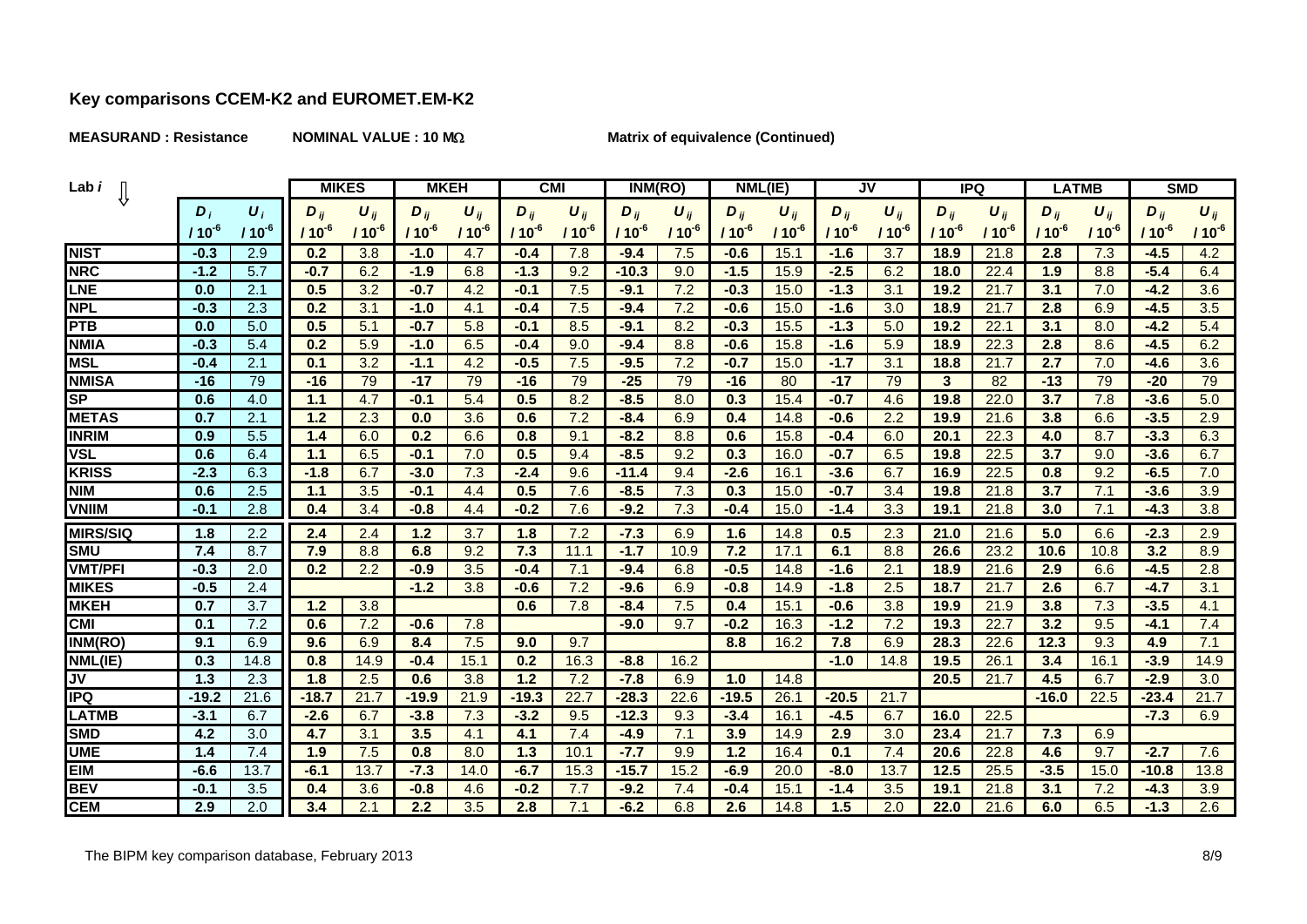## Key comparisons CCEM-K2 and EUROMET.EM-K2

**MEASURAND : Resistance** **NOMINAL VALUE : 10 MΩ** **Matrix of equivalence (Continued)**

| Lab *i* ⇩ | $D_i$ | $U_i$ | MIKES | | MKEH | | CMI | | INM(RO) | | NML(IE) | | JV | | IPQ | | LATMB | | SMD | |
|---|---|---|---|---|---|---|---|---|---|---|---|---|---|---|---|---|---|---|---|---|
| | $/ 10^{-6}$ | $/ 10^{-6}$ | $D_{ij}$ $/ 10^{-6}$ | $U_{ij}$ $/ 10^{-6}$ | $D_{ij}$ $/ 10^{-6}$ | $U_{ij}$ $/ 10^{-6}$ | $D_{ij}$ $/ 10^{-6}$ | $U_{ij}$ $/ 10^{-6}$ | $D_{ij}$ $/ 10^{-6}$ | $U_{ij}$ $/ 10^{-6}$ | $D_{ij}$ $/ 10^{-6}$ | $U_{ij}$ $/ 10^{-6}$ | $D_{ij}$ $/ 10^{-6}$ | $U_{ij}$ $/ 10^{-6}$ | $D_{ij}$ $/ 10^{-6}$ | $U_{ij}$ $/ 10^{-6}$ | $D_{ij}$ $/ 10^{-6}$ | $U_{ij}$ $/ 10^{-6}$ | $D_{ij}$ $/ 10^{-6}$ | $U_{ij}$ $/ 10^{-6}$ |
| **NIST** | -0.3 | 2.9 | 0.2 | 3.8 | -1.0 | 4.7 | -0.4 | 7.8 | -9.4 | 7.5 | -0.6 | 15.1 | -1.6 | 3.7 | 18.9 | 21.8 | 2.8 | 7.3 | -4.5 | 4.2 |
| **NRC** | -1.2 | 5.7 | -0.7 | 6.2 | -1.9 | 6.8 | -1.3 | 9.2 | -10.3 | 9.0 | -1.5 | 15.9 | -2.5 | 6.2 | 18.0 | 22.4 | 1.9 | 8.8 | -5.4 | 6.4 |
| **LNE** | 0.0 | 2.1 | 0.5 | 3.2 | -0.7 | 4.2 | -0.1 | 7.5 | -9.1 | 7.2 | -0.3 | 15.0 | -1.3 | 3.1 | 19.2 | 21.7 | 3.1 | 7.0 | -4.2 | 3.6 |
| **NPL** | -0.3 | 2.3 | 0.2 | 3.1 | -1.0 | 4.1 | -0.4 | 7.5 | -9.4 | 7.2 | -0.6 | 15.0 | -1.6 | 3.0 | 18.9 | 21.7 | 2.8 | 6.9 | -4.5 | 3.5 |
| **PTB** | 0.0 | 5.0 | 0.5 | 5.1 | -0.7 | 5.8 | -0.1 | 8.5 | -9.1 | 8.2 | -0.3 | 15.5 | -1.3 | 5.0 | 19.2 | 22.1 | 3.1 | 8.0 | -4.2 | 5.4 |
| **NMIA** | -0.3 | 5.4 | 0.2 | 5.9 | -1.0 | 6.5 | -0.4 | 9.0 | -9.4 | 8.8 | -0.6 | 15.8 | -1.6 | 5.9 | 18.9 | 22.3 | 2.8 | 8.6 | -4.5 | 6.2 |
| **MSL** | -0.4 | 2.1 | 0.1 | 3.2 | -1.1 | 4.2 | -0.5 | 7.5 | -9.5 | 7.2 | -0.7 | 15.0 | -1.7 | 3.1 | 18.8 | 21.7 | 2.7 | 7.0 | -4.6 | 3.6 |
| **NMISA** | -16 | 79 | -16 | 79 | -17 | 79 | -16 | 79 | -25 | 79 | -16 | 80 | -17 | 79 | 3 | 82 | -13 | 79 | -20 | 79 |
| **SP** | 0.6 | 4.0 | 1.1 | 4.7 | -0.1 | 5.4 | 0.5 | 8.2 | -8.5 | 8.0 | 0.3 | 15.4 | -0.7 | 4.6 | 19.8 | 22.0 | 3.7 | 7.8 | -3.6 | 5.0 |
| **METAS** | 0.7 | 2.1 | 1.2 | 2.3 | 0.0 | 3.6 | 0.6 | 7.2 | -8.4 | 6.9 | 0.4 | 14.8 | -0.6 | 2.2 | 19.9 | 21.6 | 3.8 | 6.6 | -3.5 | 2.9 |
| **INRIM** | 0.9 | 5.5 | 1.4 | 6.0 | 0.2 | 6.6 | 0.8 | 9.1 | -8.2 | 8.8 | 0.6 | 15.8 | -0.4 | 6.0 | 20.1 | 22.3 | 4.0 | 8.7 | -3.3 | 6.3 |
| **VSL** | 0.6 | 6.4 | 1.1 | 6.5 | -0.1 | 7.0 | 0.5 | 9.4 | -8.5 | 9.2 | 0.3 | 16.0 | -0.7 | 6.5 | 19.8 | 22.5 | 3.7 | 9.0 | -3.6 | 6.7 |
| **KRISS** | -2.3 | 6.3 | -1.8 | 6.7 | -3.0 | 7.3 | -2.4 | 9.6 | -11.4 | 9.4 | -2.6 | 16.1 | -3.6 | 6.7 | 16.9 | 22.5 | 0.8 | 9.2 | -6.5 | 7.0 |
| **NIM** | 0.6 | 2.5 | 1.1 | 3.5 | -0.1 | 4.4 | 0.5 | 7.6 | -8.5 | 7.3 | 0.3 | 15.0 | -0.7 | 3.4 | 19.8 | 21.8 | 3.7 | 7.1 | -3.6 | 3.9 |
| **VNIIM** | -0.1 | 2.8 | 0.4 | 3.4 | -0.8 | 4.4 | -0.2 | 7.6 | -9.2 | 7.3 | -0.4 | 15.0 | -1.4 | 3.3 | 19.1 | 21.8 | 3.0 | 7.1 | -4.3 | 3.8 |
| **MIRS/SIQ** | 1.8 | 2.2 | 2.4 | 2.4 | 1.2 | 3.7 | 1.8 | 7.2 | -7.3 | 6.9 | 1.6 | 14.8 | 0.5 | 2.3 | 21.0 | 21.6 | 5.0 | 6.6 | -2.3 | 2.9 |
| **SMU** | 7.4 | 8.7 | 7.9 | 8.8 | 6.8 | 9.2 | 7.3 | 11.1 | -1.7 | 10.9 | 7.2 | 17.1 | 6.1 | 8.8 | 26.6 | 23.2 | 10.6 | 10.8 | 3.2 | 8.9 |
| **VMT/PFI** | -0.3 | 2.0 | 0.2 | 2.2 | -0.9 | 3.5 | -0.4 | 7.1 | -9.4 | 6.8 | -0.5 | 14.8 | -1.6 | 2.1 | 18.9 | 21.6 | 2.9 | 6.6 | -4.5 | 2.8 |
| **MIKES** | -0.5 | 2.4 | | | -1.2 | 3.8 | -0.6 | 7.2 | -9.6 | 6.9 | -0.8 | 14.9 | -1.8 | 2.5 | 18.7 | 21.7 | 2.6 | 6.7 | -4.7 | 3.1 |
| **MKEH** | 0.7 | 3.7 | 1.2 | 3.8 | | | 0.6 | 7.8 | -8.4 | 7.5 | 0.4 | 15.1 | -0.6 | 3.8 | 19.9 | 21.9 | 3.8 | 7.3 | -3.5 | 4.1 |
| **CMI** | 0.1 | 7.2 | 0.6 | 7.2 | -0.6 | 7.8 | | | -9.0 | 9.7 | -0.2 | 16.3 | -1.2 | 7.2 | 19.3 | 22.7 | 3.2 | 9.5 | -4.1 | 7.4 |
| **INM(RO)** | 9.1 | 6.9 | 9.6 | 6.9 | 8.4 | 7.5 | 9.0 | 9.7 | | | 8.8 | 16.2 | 7.8 | 6.9 | 28.3 | 22.6 | 12.3 | 9.3 | 4.9 | 7.1 |
| **NML(IE)** | 0.3 | 14.8 | 0.8 | 14.9 | -0.4 | 15.1 | 0.2 | 16.3 | -8.8 | 16.2 | | | -1.0 | 14.8 | 19.5 | 26.1 | 3.4 | 16.1 | -3.9 | 14.9 |
| **JV** | 1.3 | 2.3 | 1.8 | 2.5 | 0.6 | 3.8 | 1.2 | 7.2 | -7.8 | 6.9 | 1.0 | 14.8 | | | 20.5 | 21.7 | 4.5 | 6.7 | -2.9 | 3.0 |
| **IPQ** | -19.2 | 21.6 | -18.7 | 21.7 | -19.9 | 21.9 | -19.3 | 22.7 | -28.3 | 22.6 | -19.5 | 26.1 | -20.5 | 21.7 | | | -16.0 | 22.5 | -23.4 | 21.7 |
| **LATMB** | -3.1 | 6.7 | -2.6 | 6.7 | -3.8 | 7.3 | -3.2 | 9.5 | -12.3 | 9.3 | -3.4 | 16.1 | -4.5 | 6.7 | 16.0 | 22.5 | | | -7.3 | 6.9 |
| **SMD** | 4.2 | 3.0 | 4.7 | 3.1 | 3.5 | 4.1 | 4.1 | 7.4 | -4.9 | 7.1 | 3.9 | 14.9 | 2.9 | 3.0 | 23.4 | 21.7 | 7.3 | 6.9 | | |
| **UME** | 1.4 | 7.4 | 1.9 | 7.5 | 0.8 | 8.0 | 1.3 | 10.1 | -7.7 | 9.9 | 1.2 | 16.4 | 0.1 | 7.4 | 20.6 | 22.8 | 4.6 | 9.7 | -2.7 | 7.6 |
| **EIM** | -6.6 | 13.7 | -6.1 | 13.7 | -7.3 | 14.0 | -6.7 | 15.3 | -15.7 | 15.2 | -6.9 | 20.0 | -8.0 | 13.7 | 12.5 | 25.5 | -3.5 | 15.0 | -10.8 | 13.8 |
| **BEV** | -0.1 | 3.5 | 0.4 | 3.6 | -0.8 | 4.6 | -0.2 | 7.7 | -9.2 | 7.4 | -0.4 | 15.1 | -1.4 | 3.5 | 19.1 | 21.8 | 3.1 | 7.2 | -4.3 | 3.9 |
| **CEM** | 2.9 | 2.0 | 3.4 | 2.1 | 2.2 | 3.5 | 2.8 | 7.1 | -6.2 | 6.8 | 2.6 | 14.8 | 1.5 | 2.0 | 22.0 | 21.6 | 6.0 | 6.5 | -1.3 | 2.6 |

The BIPM key comparison database, February 2013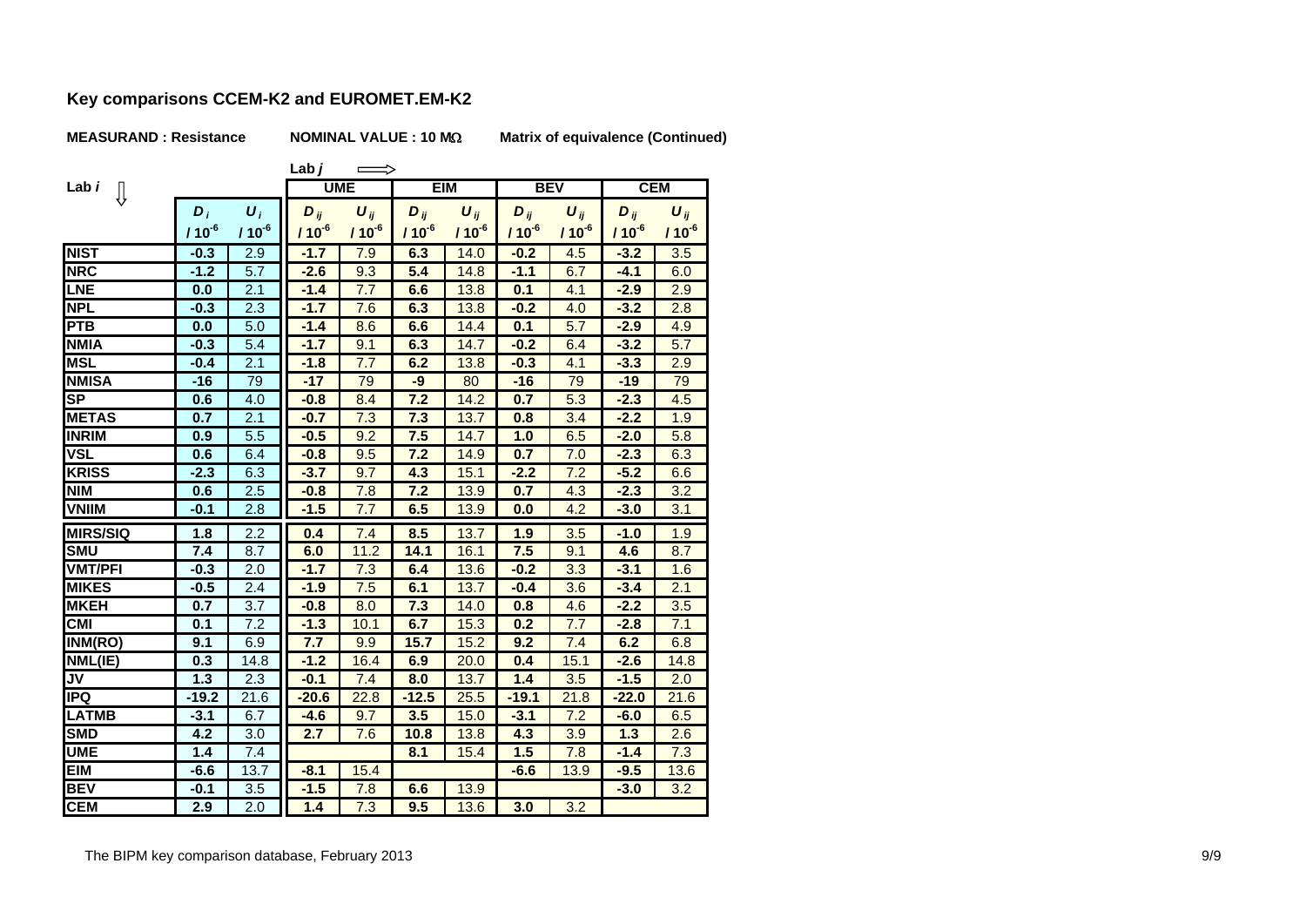## Key comparisons CCEM-K2 and EUROMET.EM-K2

**MEASURAND : Resistance** **NOMINAL VALUE : 10 MΩ** **Matrix of equivalence (Continued)**

| Lab $i$ ⇓ / Lab $j$ ⇒ | | | UME | | EIM | | BEV | | CEM | |
|---|---|---|---|---|---|---|---|---|---|---|
| | $D_i$ / $10^{-6}$ | $U_i$ / $10^{-6}$ | $D_{ij}$ / $10^{-6}$ | $U_{ij}$ / $10^{-6}$ | $D_{ij}$ / $10^{-6}$ | $U_{ij}$ / $10^{-6}$ | $D_{ij}$ / $10^{-6}$ | $U_{ij}$ / $10^{-6}$ | $D_{ij}$ / $10^{-6}$ | $U_{ij}$ / $10^{-6}$ |
| NIST | -0.3 | 2.9 | -1.7 | 7.9 | 6.3 | 14.0 | -0.2 | 4.5 | -3.2 | 3.5 |
| NRC | -1.2 | 5.7 | -2.6 | 9.3 | 5.4 | 14.8 | -1.1 | 6.7 | -4.1 | 6.0 |
| LNE | 0.0 | 2.1 | -1.4 | 7.7 | 6.6 | 13.8 | 0.1 | 4.1 | -2.9 | 2.9 |
| NPL | -0.3 | 2.3 | -1.7 | 7.6 | 6.3 | 13.8 | -0.2 | 4.0 | -3.2 | 2.8 |
| PTB | 0.0 | 5.0 | -1.4 | 8.6 | 6.6 | 14.4 | 0.1 | 5.7 | -2.9 | 4.9 |
| NMIA | -0.3 | 5.4 | -1.7 | 9.1 | 6.3 | 14.7 | -0.2 | 6.4 | -3.2 | 5.7 |
| MSL | -0.4 | 2.1 | -1.8 | 7.7 | 6.2 | 13.8 | -0.3 | 4.1 | -3.3 | 2.9 |
| NMISA | -16 | 79 | -17 | 79 | -9 | 80 | -16 | 79 | -19 | 79 |
| SP | 0.6 | 4.0 | -0.8 | 8.4 | 7.2 | 14.2 | 0.7 | 5.3 | -2.3 | 4.5 |
| METAS | 0.7 | 2.1 | -0.7 | 7.3 | 7.3 | 13.7 | 0.8 | 3.4 | -2.2 | 1.9 |
| INRIM | 0.9 | 5.5 | -0.5 | 9.2 | 7.5 | 14.7 | 1.0 | 6.5 | -2.0 | 5.8 |
| VSL | 0.6 | 6.4 | -0.8 | 9.5 | 7.2 | 14.9 | 0.7 | 7.0 | -2.3 | 6.3 |
| KRISS | -2.3 | 6.3 | -3.7 | 9.7 | 4.3 | 15.1 | -2.2 | 7.2 | -5.2 | 6.6 |
| NIM | 0.6 | 2.5 | -0.8 | 7.8 | 7.2 | 13.9 | 0.7 | 4.3 | -2.3 | 3.2 |
| VNIIM | -0.1 | 2.8 | -1.5 | 7.7 | 6.5 | 13.9 | 0.0 | 4.2 | -3.0 | 3.1 |
| MIRS/SIQ | 1.8 | 2.2 | 0.4 | 7.4 | 8.5 | 13.7 | 1.9 | 3.5 | -1.0 | 1.9 |
| SMU | 7.4 | 8.7 | 6.0 | 11.2 | 14.1 | 16.1 | 7.5 | 9.1 | 4.6 | 8.7 |
| VMT/PFI | -0.3 | 2.0 | -1.7 | 7.3 | 6.4 | 13.6 | -0.2 | 3.3 | -3.1 | 1.6 |
| MIKES | -0.5 | 2.4 | -1.9 | 7.5 | 6.1 | 13.7 | -0.4 | 3.6 | -3.4 | 2.1 |
| MKEH | 0.7 | 3.7 | -0.8 | 8.0 | 7.3 | 14.0 | 0.8 | 4.6 | -2.2 | 3.5 |
| CMI | 0.1 | 7.2 | -1.3 | 10.1 | 6.7 | 15.3 | 0.2 | 7.7 | -2.8 | 7.1 |
| INM(RO) | 9.1 | 6.9 | 7.7 | 9.9 | 15.7 | 15.2 | 9.2 | 7.4 | 6.2 | 6.8 |
| NML(IE) | 0.3 | 14.8 | -1.2 | 16.4 | 6.9 | 20.0 | 0.4 | 15.1 | -2.6 | 14.8 |
| JV | 1.3 | 2.3 | -0.1 | 7.4 | 8.0 | 13.7 | 1.4 | 3.5 | -1.5 | 2.0 |
| IPQ | -19.2 | 21.6 | -20.6 | 22.8 | -12.5 | 25.5 | -19.1 | 21.8 | -22.0 | 21.6 |
| LATMB | -3.1 | 6.7 | -4.6 | 9.7 | 3.5 | 15.0 | -3.1 | 7.2 | -6.0 | 6.5 |
| SMD | 4.2 | 3.0 | 2.7 | 7.6 | 10.8 | 13.8 | 4.3 | 3.9 | 1.3 | 2.6 |
| UME | 1.4 | 7.4 | | | 8.1 | 15.4 | 1.5 | 7.8 | -1.4 | 7.3 |
| EIM | -6.6 | 13.7 | -8.1 | 15.4 | | | -6.6 | 13.9 | -9.5 | 13.6 |
| BEV | -0.1 | 3.5 | -1.5 | 7.8 | 6.6 | 13.9 | | | -3.0 | 3.2 |
| CEM | 2.9 | 2.0 | 1.4 | 7.3 | 9.5 | 13.6 | 3.0 | 3.2 | | |

The BIPM key comparison database, February 2013